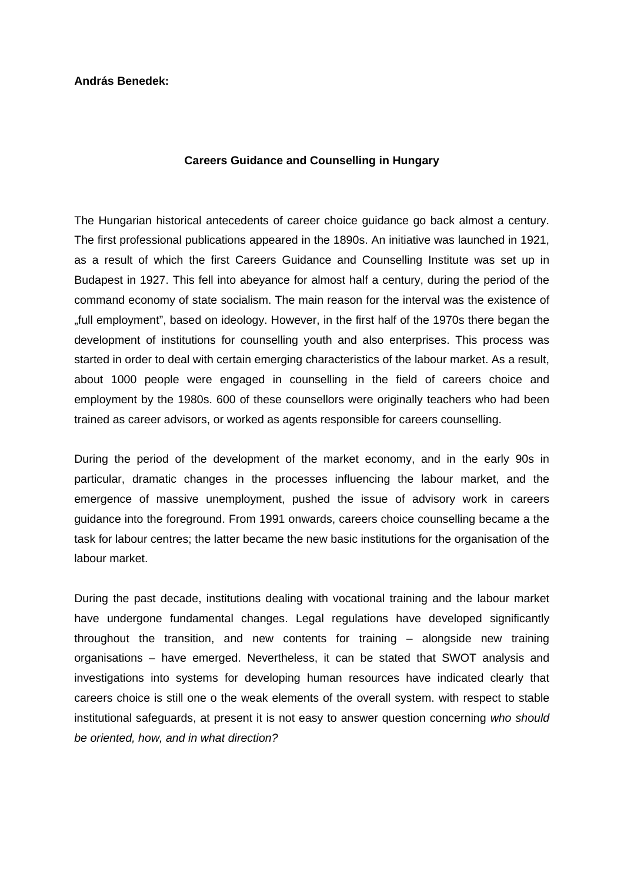**András Benedek:**

# Careers Guidance and Counselling in Hungary

The Hungarian historical antecedents of career choice guidance go back almost a century. The first professional publications appeared in the 1890s. An initiative was launched in 1921, as a result of which the first Careers Guidance and Counselling Institute was set up in Budapest in 1927. This fell into abeyance for almost half a century, during the period of the command economy of state socialism. The main reason for the interval was the existence of „full employment", based on ideology. However, in the first half of the 1970s there began the development of institutions for counselling youth and also enterprises. This process was started in order to deal with certain emerging characteristics of the labour market. As a result, about 1000 people were engaged in counselling in the field of careers choice and employment by the 1980s. 600 of these counsellors were originally teachers who had been trained as career advisors, or worked as agents responsible for careers counselling.

During the period of the development of the market economy, and in the early 90s in particular, dramatic changes in the processes influencing the labour market, and the emergence of massive unemployment, pushed the issue of advisory work in careers guidance into the foreground. From 1991 onwards, careers choice counselling became a the task for labour centres; the latter became the new basic institutions for the organisation of the labour market.

During the past decade, institutions dealing with vocational training and the labour market have undergone fundamental changes. Legal regulations have developed significantly throughout the transition, and new contents for training – alongside new training organisations – have emerged. Nevertheless, it can be stated that SWOT analysis and investigations into systems for developing human resources have indicated clearly that careers choice is still one o the weak elements of the overall system. with respect to stable institutional safeguards, at present it is not easy to answer question concerning *who should be oriented, how, and in what direction?*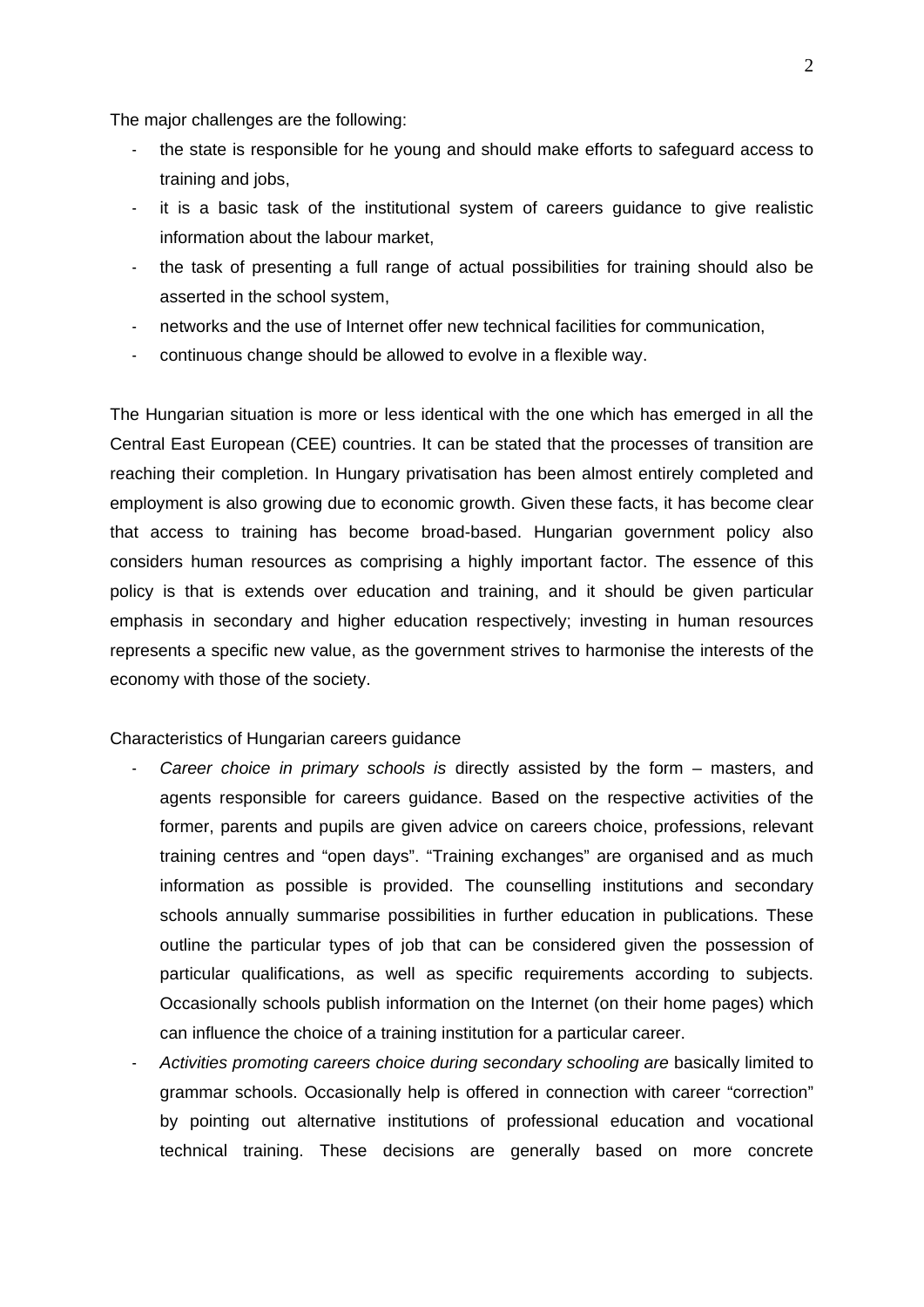The major challenges are the following:

- the state is responsible for he young and should make efforts to safeguard access to training and jobs,
- it is a basic task of the institutional system of careers guidance to give realistic information about the labour market,
- the task of presenting a full range of actual possibilities for training should also be asserted in the school system,
- networks and the use of Internet offer new technical facilities for communication,
- continuous change should be allowed to evolve in a flexible way.

The Hungarian situation is more or less identical with the one which has emerged in all the Central East European (CEE) countries. It can be stated that the processes of transition are reaching their completion. In Hungary privatisation has been almost entirely completed and employment is also growing due to economic growth. Given these facts, it has become clear that access to training has become broad-based. Hungarian government policy also considers human resources as comprising a highly important factor. The essence of this policy is that is extends over education and training, and it should be given particular emphasis in secondary and higher education respectively; investing in human resources represents a specific new value, as the government strives to harmonise the interests of the economy with those of the society.

Characteristics of Hungarian careers guidance

- *Career choice in primary schools is* directly assisted by the form – masters, and agents responsible for careers guidance. Based on the respective activities of the former, parents and pupils are given advice on careers choice, professions, relevant training centres and "open days". "Training exchanges" are organised and as much information as possible is provided. The counselling institutions and secondary schools annually summarise possibilities in further education in publications. These outline the particular types of job that can be considered given the possession of particular qualifications, as well as specific requirements according to subjects. Occasionally schools publish information on the Internet (on their home pages) which can influence the choice of a training institution for a particular career.
- *Activities promoting careers choice during secondary schooling are* basically limited to grammar schools. Occasionally help is offered in connection with career "correction" by pointing out alternative institutions of professional education and vocational technical training. These decisions are generally based on more concrete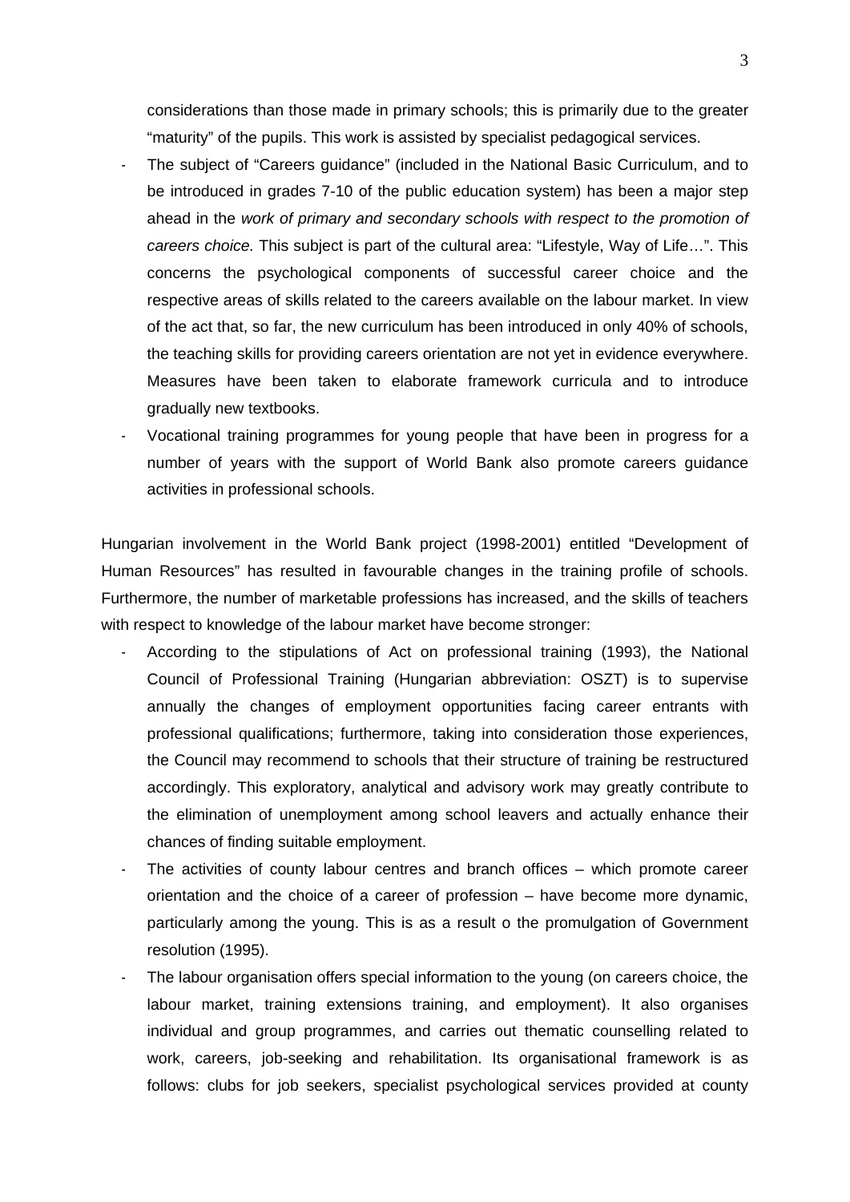considerations than those made in primary schools; this is primarily due to the greater "maturity" of the pupils. This work is assisted by specialist pedagogical services.

- The subject of "Careers guidance" (included in the National Basic Curriculum, and to be introduced in grades 7-10 of the public education system) has been a major step ahead in the *work of primary and secondary schools with respect to the promotion of careers choice.* This subject is part of the cultural area: "Lifestyle, Way of Life…". This concerns the psychological components of successful career choice and the respective areas of skills related to the careers available on the labour market. In view of the act that, so far, the new curriculum has been introduced in only 40% of schools, the teaching skills for providing careers orientation are not yet in evidence everywhere. Measures have been taken to elaborate framework curricula and to introduce gradually new textbooks.
- Vocational training programmes for young people that have been in progress for a number of years with the support of World Bank also promote careers guidance activities in professional schools.

Hungarian involvement in the World Bank project (1998-2001) entitled "Development of Human Resources" has resulted in favourable changes in the training profile of schools. Furthermore, the number of marketable professions has increased, and the skills of teachers with respect to knowledge of the labour market have become stronger:

- According to the stipulations of Act on professional training (1993), the National Council of Professional Training (Hungarian abbreviation: OSZT) is to supervise annually the changes of employment opportunities facing career entrants with professional qualifications; furthermore, taking into consideration those experiences, the Council may recommend to schools that their structure of training be restructured accordingly. This exploratory, analytical and advisory work may greatly contribute to the elimination of unemployment among school leavers and actually enhance their chances of finding suitable employment.
- The activities of county labour centres and branch offices – which promote career orientation and the choice of a career of profession – have become more dynamic, particularly among the young. This is as a result o the promulgation of Government resolution (1995).
- The labour organisation offers special information to the young (on careers choice, the labour market, training extensions training, and employment). It also organises individual and group programmes, and carries out thematic counselling related to work, careers, job-seeking and rehabilitation. Its organisational framework is as follows: clubs for job seekers, specialist psychological services provided at county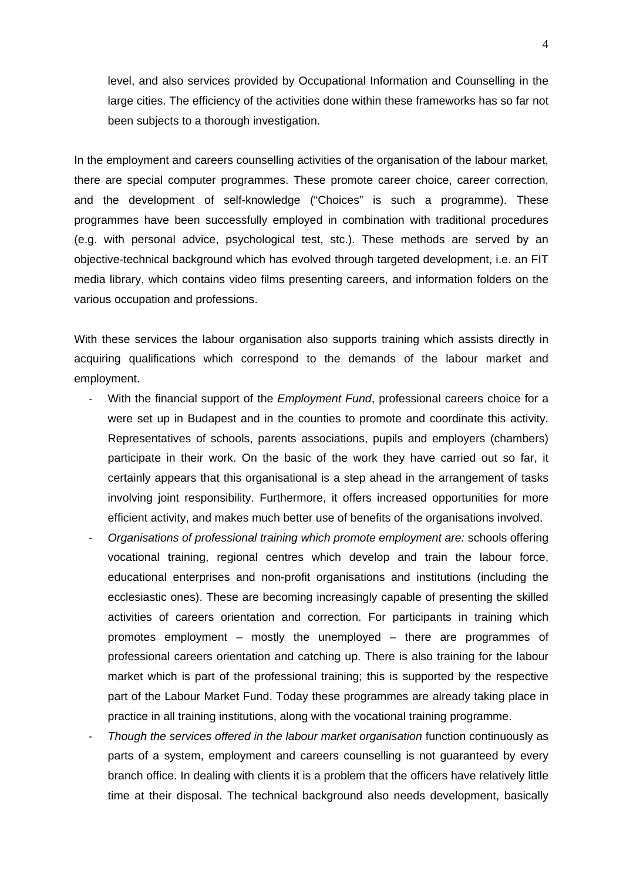level, and also services provided by Occupational Information and Counselling in the large cities. The efficiency of the activities done within these frameworks has so far not been subjects to a thorough investigation.

In the employment and careers counselling activities of the organisation of the labour market, there are special computer programmes. These promote career choice, career correction, and the development of self-knowledge ("Choices" is such a programme). These programmes have been successfully employed in combination with traditional procedures (e.g. with personal advice, psychological test, stc.). These methods are served by an objective-technical background which has evolved through targeted development, i.e. an FIT media library, which contains video films presenting careers, and information folders on the various occupation and professions.

With these services the labour organisation also supports training which assists directly in acquiring qualifications which correspond to the demands of the labour market and employment.

- With the financial support of the *Employment Fund*, professional careers choice for a were set up in Budapest and in the counties to promote and coordinate this activity. Representatives of schools, parents associations, pupils and employers (chambers) participate in their work. On the basic of the work they have carried out so far, it certainly appears that this organisational is a step ahead in the arrangement of tasks involving joint responsibility. Furthermore, it offers increased opportunities for more efficient activity, and makes much better use of benefits of the organisations involved.
- *Organisations of professional training which promote employment are:* schools offering vocational training, regional centres which develop and train the labour force, educational enterprises and non-profit organisations and institutions (including the ecclesiastic ones). These are becoming increasingly capable of presenting the skilled activities of careers orientation and correction. For participants in training which promotes employment – mostly the unemployed – there are programmes of professional careers orientation and catching up. There is also training for the labour market which is part of the professional training; this is supported by the respective part of the Labour Market Fund. Today these programmes are already taking place in practice in all training institutions, along with the vocational training programme.
- *Though the services offered in the labour market organisation* function continuously as parts of a system, employment and careers counselling is not guaranteed by every branch office. In dealing with clients it is a problem that the officers have relatively little time at their disposal. The technical background also needs development, basically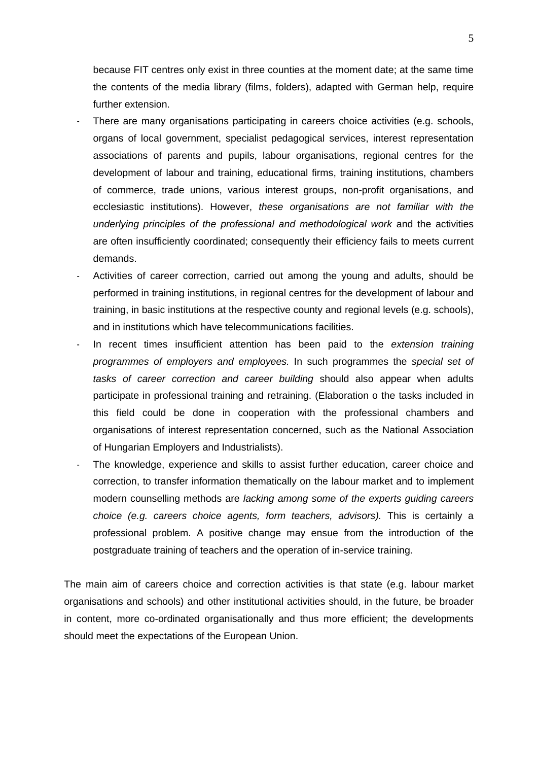because FIT centres only exist in three counties at the moment date; at the same time the contents of the media library (films, folders), adapted with German help, require further extension.

- There are many organisations participating in careers choice activities (e.g. schools, organs of local government, specialist pedagogical services, interest representation associations of parents and pupils, labour organisations, regional centres for the development of labour and training, educational firms, training institutions, chambers of commerce, trade unions, various interest groups, non-profit organisations, and ecclesiastic institutions). However, *these organisations are not familiar with the underlying principles of the professional and methodological work* and the activities are often insufficiently coordinated; consequently their efficiency fails to meets current demands.
- Activities of career correction, carried out among the young and adults, should be performed in training institutions, in regional centres for the development of labour and training, in basic institutions at the respective county and regional levels (e.g. schools), and in institutions which have telecommunications facilities.
- In recent times insufficient attention has been paid to the *extension training programmes of employers and employees.* In such programmes the *special set of tasks of career correction and career building* should also appear when adults participate in professional training and retraining. (Elaboration o the tasks included in this field could be done in cooperation with the professional chambers and organisations of interest representation concerned, such as the National Association of Hungarian Employers and Industrialists).
- The knowledge, experience and skills to assist further education, career choice and correction, to transfer information thematically on the labour market and to implement modern counselling methods are *lacking among some of the experts guiding careers choice (e.g. careers choice agents, form teachers, advisors).* This is certainly a professional problem. A positive change may ensue from the introduction of the postgraduate training of teachers and the operation of in-service training.

The main aim of careers choice and correction activities is that state (e.g. labour market organisations and schools) and other institutional activities should, in the future, be broader in content, more co-ordinated organisationally and thus more efficient; the developments should meet the expectations of the European Union.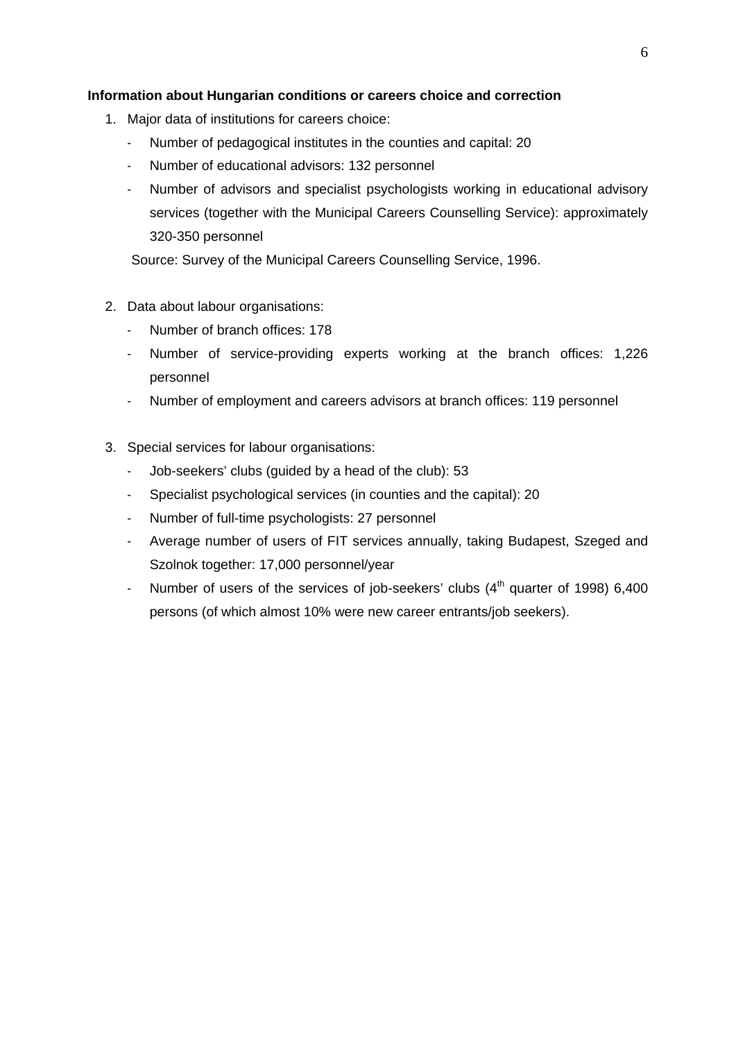**Information about Hungarian conditions or careers choice and correction**

1. Major data of institutions for careers choice:
   - Number of pedagogical institutes in the counties and capital: 20
   - Number of educational advisors: 132 personnel
   - Number of advisors and specialist psychologists working in educational advisory services (together with the Municipal Careers Counselling Service): approximately 320-350 personnel

   Source: Survey of the Municipal Careers Counselling Service, 1996.

2. Data about labour organisations:
   - Number of branch offices: 178
   - Number of service-providing experts working at the branch offices: 1,226 personnel
   - Number of employment and careers advisors at branch offices: 119 personnel

3. Special services for labour organisations:
   - Job-seekers' clubs (guided by a head of the club): 53
   - Specialist psychological services (in counties and the capital): 20
   - Number of full-time psychologists: 27 personnel
   - Average number of users of FIT services annually, taking Budapest, Szeged and Szolnok together: 17,000 personnel/year
   - Number of users of the services of job-seekers' clubs (4th quarter of 1998) 6,400 persons (of which almost 10% were new career entrants/job seekers).